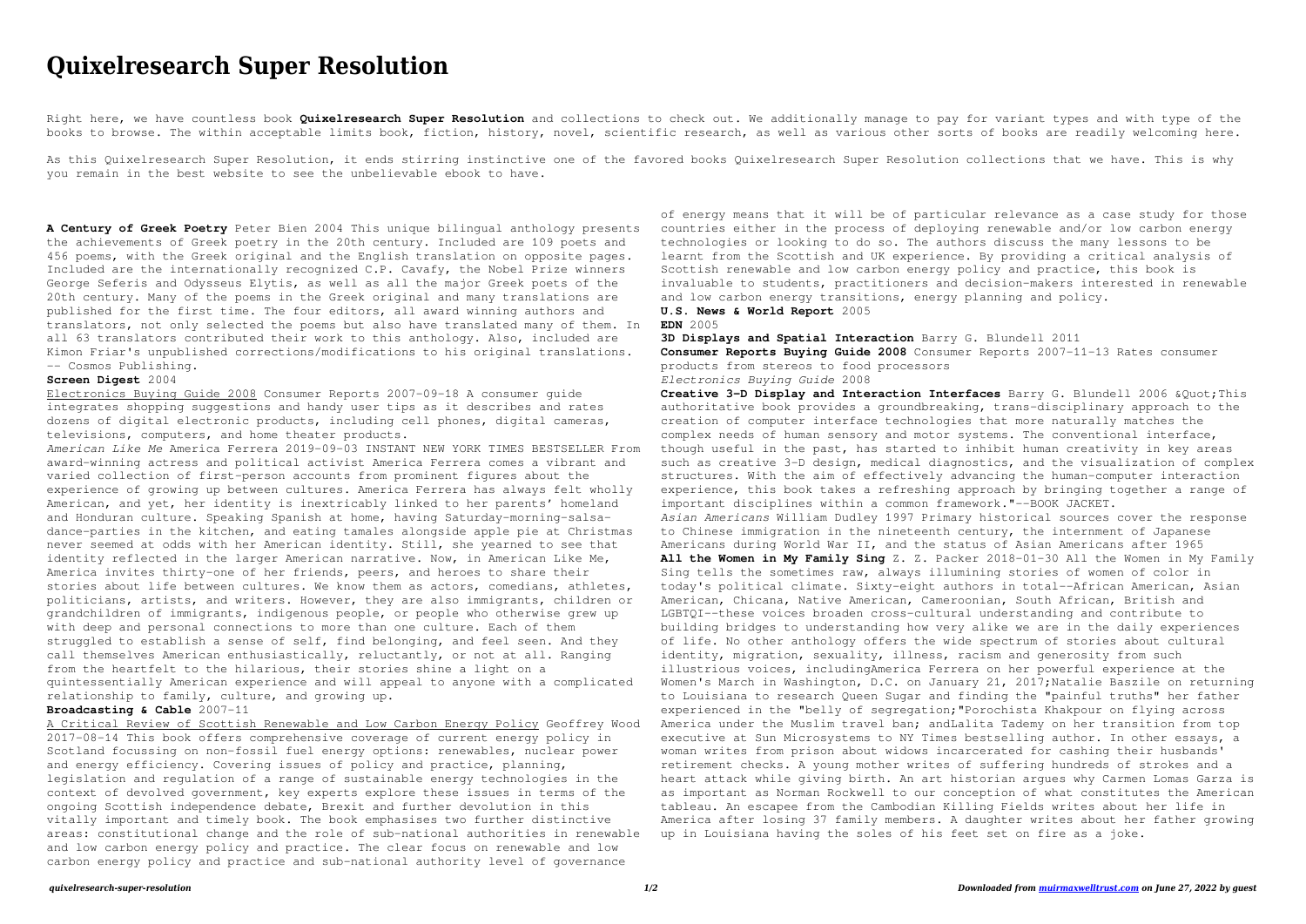# Quixelresearch Super Resolution

Right here, we have countless book **Quixelresearch Super Resolution** and collections to check out. We additionally manage to pay for variant types and with type of the books to browse. The within acceptable limits book, fiction, history, novel, scientific research, as well as various other sorts of books are readily welcoming here.

As this Quixelresearch Super Resolution, it ends stirring instinctive one of the favored books Quixelresearch Super Resolution collections that we have. This is why you remain in the best website to see the unbelievable ebook to have.

**A Century of Greek Poetry** Peter Bien 2004 This unique bilingual anthology presents the achievements of Greek poetry in the 20th century. Included are 109 poets and 456 poems, with the Greek original and the English translation on opposite pages. Included are the internationally recognized C.P. Cavafy, the Nobel Prize winners George Seferis and Odysseus Elytis, as well as all the major Greek poets of the 20th century. Many of the poems in the Greek original and many translations are published for the first time. The four editors, all award winning authors and translators, not only selected the poems but also have translated many of them. In all 63 translators contributed their work to this anthology. Also, included are Kimon Friar's unpublished corrections/modifications to his original translations. -- Cosmos Publishing.

**Screen Digest** 2004

Electronics Buying Guide 2008 Consumer Reports 2007-09-18 A consumer guide integrates shopping suggestions and handy user tips as it describes and rates dozens of digital electronic products, including cell phones, digital cameras, televisions, computers, and home theater products.

*American Like Me* America Ferrera 2019-09-03 INSTANT NEW YORK TIMES BESTSELLER From award-winning actress and political activist America Ferrera comes a vibrant and varied collection of first-person accounts from prominent figures about the experience of growing up between cultures. America Ferrera has always felt wholly American, and yet, her identity is inextricably linked to her parents' homeland and Honduran culture. Speaking Spanish at home, having Saturday-morning-salsa-dance-parties in the kitchen, and eating tamales alongside apple pie at Christmas never seemed at odds with her American identity. Still, she yearned to see that identity reflected in the larger American narrative. Now, in American Like Me, America invites thirty-one of her friends, peers, and heroes to share their stories about life between cultures. We know them as actors, comedians, athletes, politicians, artists, and writers. However, they are also immigrants, children or grandchildren of immigrants, indigenous people, or people who otherwise grew up with deep and personal connections to more than one culture. Each of them struggled to establish a sense of self, find belonging, and feel seen. And they call themselves American enthusiastically, reluctantly, or not at all. Ranging from the heartfelt to the hilarious, their stories shine a light on a quintessentially American experience and will appeal to anyone with a complicated relationship to family, culture, and growing up.

**Broadcasting & Cable** 2007-11

A Critical Review of Scottish Renewable and Low Carbon Energy Policy Geoffrey Wood 2017-08-14 This book offers comprehensive coverage of current energy policy in Scotland focussing on non-fossil fuel energy options: renewables, nuclear power and energy efficiency. Covering issues of policy and practice, planning, legislation and regulation of a range of sustainable energy technologies in the context of devolved government, key experts explore these issues in terms of the ongoing Scottish independence debate, Brexit and further devolution in this vitally important and timely book. The book emphasises two further distinctive areas: constitutional change and the role of sub-national authorities in renewable and low carbon energy policy and practice. The clear focus on renewable and low carbon energy policy and practice and sub-national authority level of governance of energy means that it will be of particular relevance as a case study for those countries either in the process of deploying renewable and/or low carbon energy technologies or looking to do so. The authors discuss the many lessons to be learnt from the Scottish and UK experience. By providing a critical analysis of Scottish renewable and low carbon energy policy and practice, this book is invaluable to students, practitioners and decision-makers interested in renewable and low carbon energy transitions, energy planning and policy.

**U.S. News & World Report** 2005

**EDN** 2005

**3D Displays and Spatial Interaction** Barry G. Blundell 2011

**Consumer Reports Buying Guide 2008** Consumer Reports 2007-11-13 Rates consumer products from stereos to food processors

*Electronics Buying Guide* 2008

**Creative 3-D Display and Interaction Interfaces** Barry G. Blundell 2006 &Quot;This authoritative book provides a groundbreaking, trans-disciplinary approach to the creation of computer interface technologies that more naturally matches the complex needs of human sensory and motor systems. The conventional interface, though useful in the past, has started to inhibit human creativity in key areas such as creative 3-D design, medical diagnostics, and the visualization of complex structures. With the aim of effectively advancing the human-computer interaction experience, this book takes a refreshing approach by bringing together a range of important disciplines within a common framework."--BOOK JACKET.

*Asian Americans* William Dudley 1997 Primary historical sources cover the response to Chinese immigration in the nineteenth century, the internment of Japanese Americans during World War II, and the status of Asian Americans after 1965

**All the Women in My Family Sing** Z. Z. Packer 2018-01-30 All the Women in My Family Sing tells the sometimes raw, always illumining stories of women of color in today's political climate. Sixty-eight authors in total--African American, Asian American, Chicana, Native American, Cameroonian, South African, British and LGBTQI--these voices broaden cross-cultural understanding and contribute to building bridges to understanding how very alike we are in the daily experiences of life. No other anthology offers the wide spectrum of stories about cultural identity, migration, sexuality, illness, racism and generosity from such illustrious voices, includingAmerica Ferrera on her powerful experience at the Women's March in Washington, D.C. on January 21, 2017;Natalie Baszile on returning to Louisiana to research Queen Sugar and finding the "painful truths" her father experienced in the "belly of segregation;"Porochista Khakpour on flying across America under the Muslim travel ban; andLalita Tademy on her transition from top executive at Sun Microsystems to NY Times bestselling author. In other essays, a woman writes from prison about widows incarcerated for cashing their husbands' retirement checks. A young mother writes of suffering hundreds of strokes and a heart attack while giving birth. An art historian argues why Carmen Lomas Garza is as important as Norman Rockwell to our conception of what constitutes the American tableau. An escapee from the Cambodian Killing Fields writes about her life in America after losing 37 family members. A daughter writes about her father growing up in Louisiana having the soles of his feet set on fire as a joke.